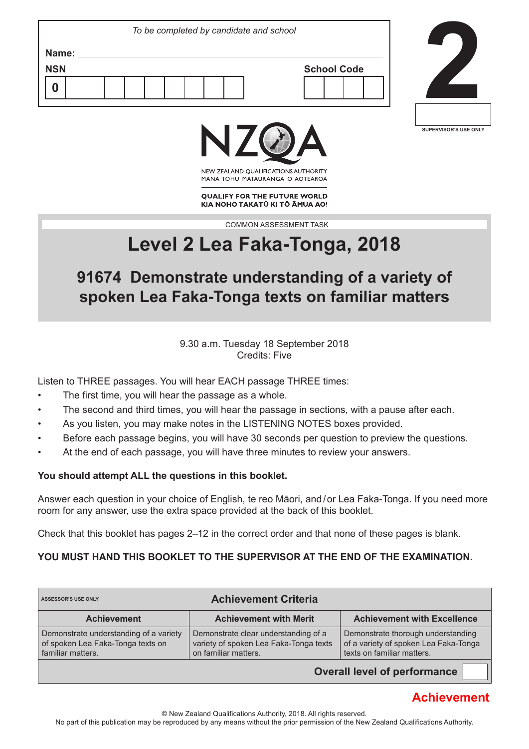*To be completed by candidate and school*

**Name:**

**NSN** 0

**School Code**

# 2

SUPERVISOR'S USE ONLY

NZQA

NEW ZEALAND QUALIFICATIONS AUTHORITY
MANA TOHU MĀTAURANGA O AOTEAROA

**QUALIFY FOR THE FUTURE WORLD**
**KIA NOHO TAKATŪ KI TŌ ĀMUA AO!**

COMMON ASSESSMENT TASK

# Level 2 Lea Faka-Tonga, 2018

## 91674 Demonstrate understanding of a variety of spoken Lea Faka-Tonga texts on familiar matters

9.30 a.m. Tuesday 18 September 2018
Credits: Five

Listen to THREE passages. You will hear EACH passage THREE times:

- The first time, you will hear the passage as a whole.
- The second and third times, you will hear the passage in sections, with a pause after each.
- As you listen, you may make notes in the LISTENING NOTES boxes provided.
- Before each passage begins, you will have 30 seconds per question to preview the questions.
- At the end of each passage, you will have three minutes to review your answers.

**You should attempt ALL the questions in this booklet.**

Answer each question in your choice of English, te reo Māori, and / or Lea Faka-Tonga. If you need more room for any answer, use the extra space provided at the back of this booklet.

Check that this booklet has pages 2–12 in the correct order and that none of these pages is blank.

**YOU MUST HAND THIS BOOKLET TO THE SUPERVISOR AT THE END OF THE EXAMINATION.**

| ASSESSOR'S USE ONLY — Achievement Criteria | | |
|---|---|---|
| **Achievement** | **Achievement with Merit** | **Achievement with Excellence** |
| Demonstrate understanding of a variety of spoken Lea Faka-Tonga texts on familiar matters. | Demonstrate clear understanding of a variety of spoken Lea Faka-Tonga texts on familiar matters. | Demonstrate thorough understanding of a variety of spoken Lea Faka-Tonga texts on familiar matters. |
| | | **Overall level of performance** |

**Achievement**

© New Zealand Qualifications Authority, 2018. All rights reserved.
No part of this publication may be reproduced by any means without the prior permission of the New Zealand Qualifications Authority.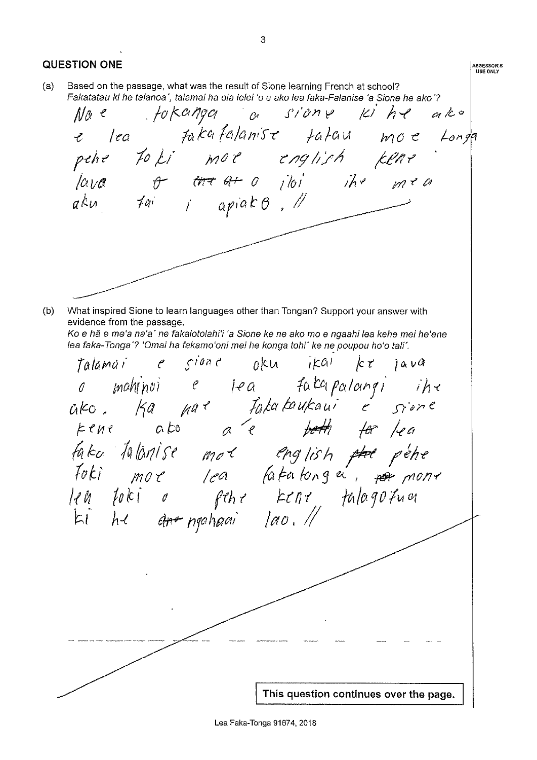## QUESTION ONE

ASSESSOR'S USE ONLY

(a) Based on the passage, what was the result of Sione learning French at school?
*Fakatatau ki he talanoa´, talamai ha ola lelei 'o e ako lea faka-Falanisē 'a Sione he ako´?*

Na'e fokanga 'a Sione ki he ako e lea fakafalanise fatau mo e Tonga pehe foki mo e english kene lava 'o ~~tha at~~ o ilo'i ihe me'a aku fai i apiako. //

(b) What inspired Sione to learn languages other than Tongan? Support your answer with evidence from the passage.
*Ko e hā e me'a na'a´ ne fakalotolahi'i 'a Sione ke ne ako mo e ngaahi lea kehe mei he'ene lea faka-Tonga´? 'Omai ha fakamo'oni mei he konga tohi´ ke ne poupou ho'o tali´.*

Talamai e Sione oku ikai ke lava o mahinoi e lea fakapalangi ihe ako. Ka na'e fakakaukau'i e Sione kene ako a'e ~~both~~ ~~to~~ lea faka falanise mo e english ~~the~~ pehe foki mo e lea fakatonga, ~~ro~~ mone lea foki o pehe kene talagofua ki he ~~the~~ ngahaai lao. //

This question continues over the page.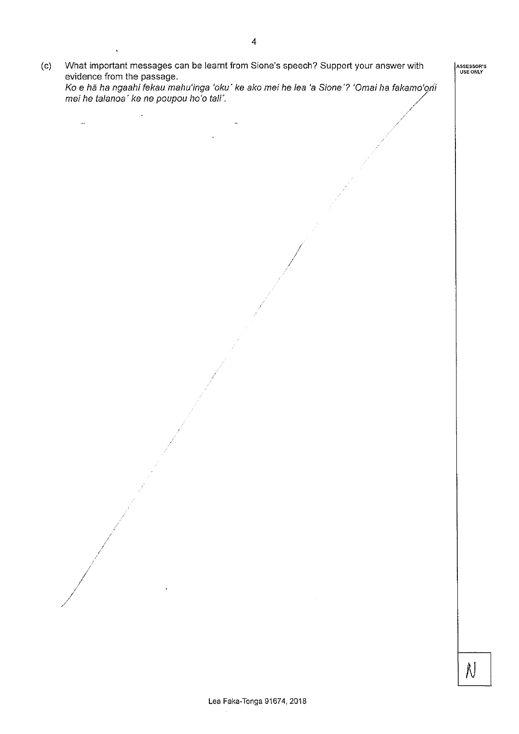(c) What important messages can be learnt from Sione's speech? Support your answer with evidence from the passage.
*Ko e hā ha ngaahi fekau mahu'inga 'oku' ke ako mei he lea 'a Sione'? 'Omai ha fakamo'oni mei he talanoa' ke ne poupou ho'o tali'.*

ASSESSOR'S USE ONLY

N

Lea Faka-Tonga 91674, 2018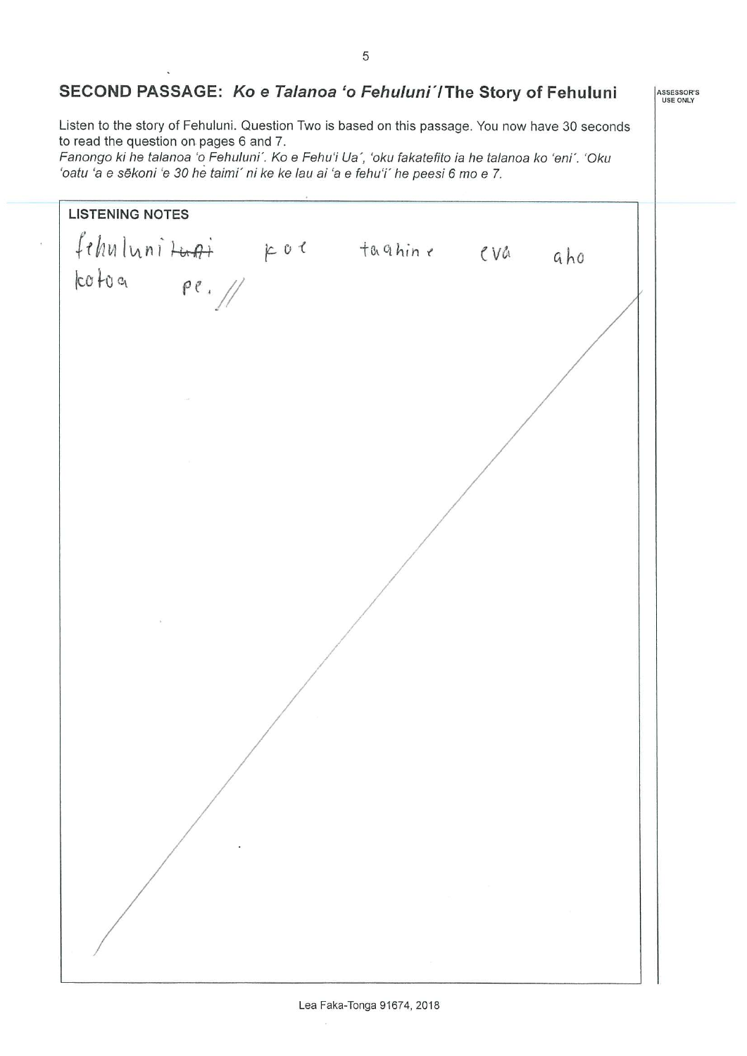## SECOND PASSAGE: *Ko e Talanoa 'o Fehuluni'*/The Story of Fehuluni

ASSESSOR'S USE ONLY

Listen to the story of Fehuluni. Question Two is based on this passage. You now have 30 seconds to read the question on pages 6 and 7.

*Fanongo ki he talanoa 'o Fehuluni'. Ko e Fehu'i Ua', 'oku fakatefito ia he talanoa ko 'eni'. 'Oku 'oatu 'a e sēkoni 'e 30 he taimi' ni ke ke lau ai 'a e fehu'i' he peesi 6 mo e 7.*

**LISTENING NOTES**

fehuluni ~~tuai~~ koe taahine eva aho kotoa pe. //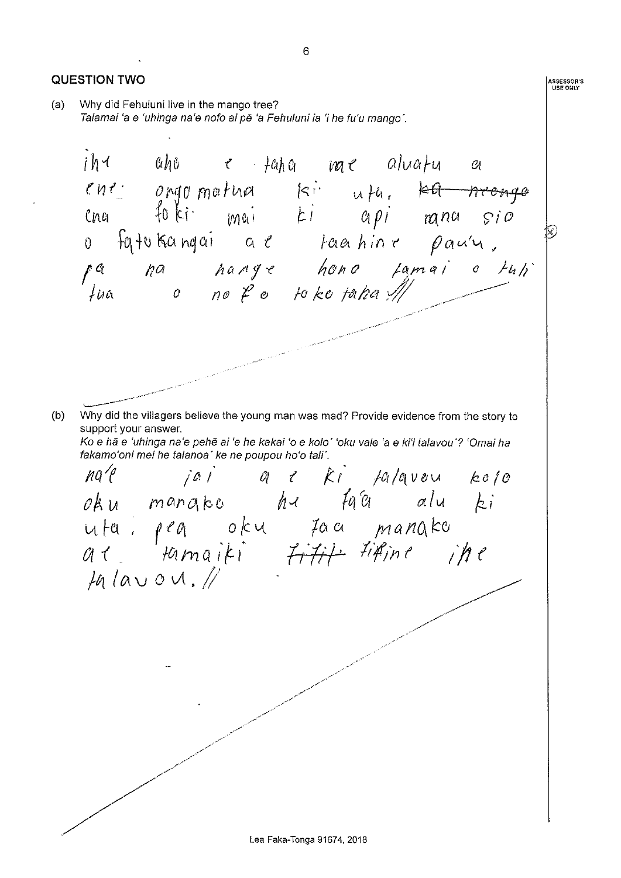## QUESTION TWO

(a) Why did Fehuluni live in the mango tree?
*Talamai 'a e 'uhinga na'e nofo ai pē 'a Fehuluni ia 'i he fu'u mango'.*

ihe aho e taha nae aluatu a ene ongo matua ki uta, ~~ka nenge~~ ena foki mai ki api rana sio o fatokangai a e taahine pau'u, pa na hange hono tamai o tuli tua o nofo toko taha.

(b) Why did the villagers believe the young man was mad? Provide evidence from the story to support your answer.
*Ko e hā e 'uhinga na'e pehē ai 'e he kakai 'o e kolo' 'oku vale 'a e ki'i talavou'? 'Omai ha fakamo'oni mei he talanoa' ke ne poupou ho'o tali'.*

na'e iai a e ki talavou kolo oku manako he fa'a alu ki uta, pea oku faa manako a e tamaiki ~~fifif~~ fifine ihe talavou.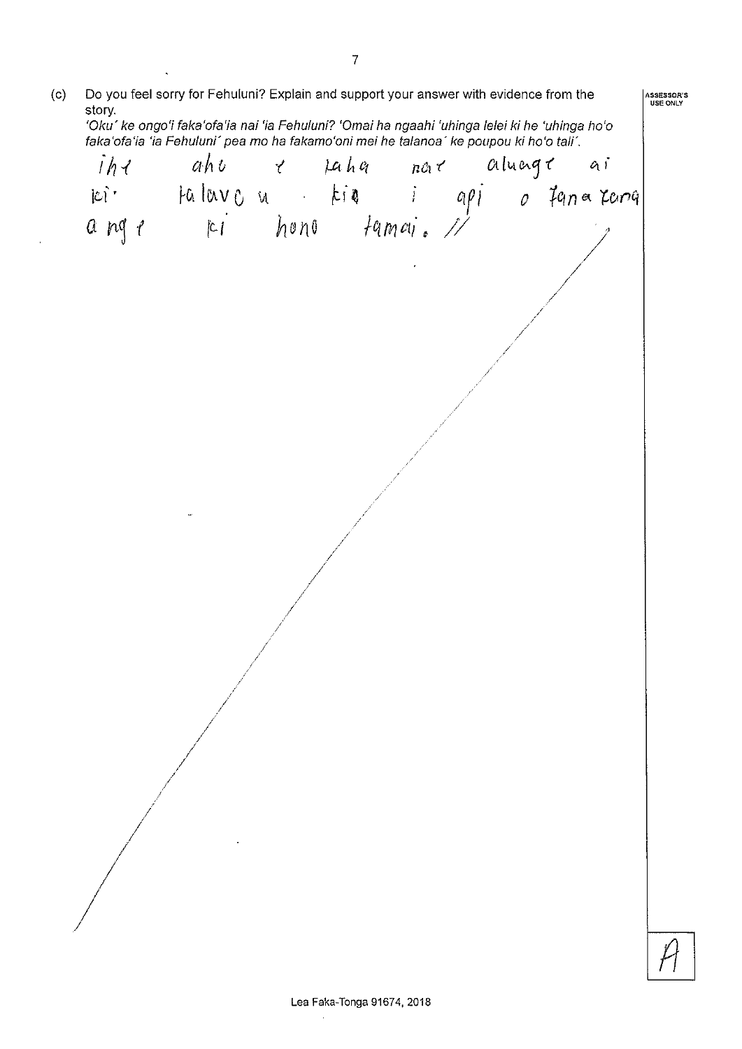(c) Do you feel sorry for Fehuluni? Explain and support your answer with evidence from the story.

*'Oku' ke ongo'i faka'ofa'ia nai 'ia Fehuluni? 'Omai ha ngaahi 'uhinga lelei ki he 'uhinga ho'o faka'ofa'ia 'ia Fehuluni' pea mo ha fakamo'oni mei he talanoa' ke poupou ki ho'o tali'.*

ihe aho e taha nae aluange ai ki falavou kia i api o Tanatonga ange ki hono tamai. //

A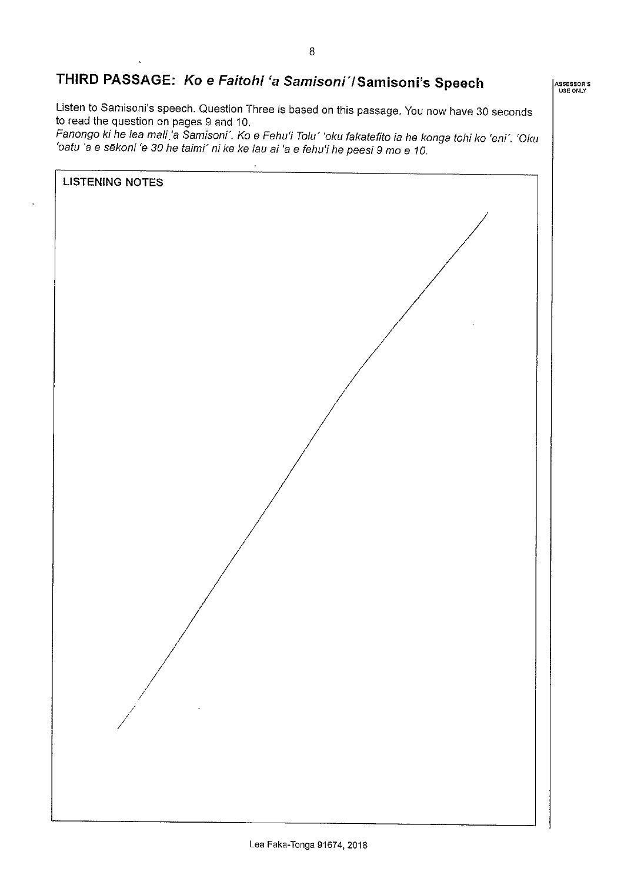## THIRD PASSAGE: *Ko e Faitohi 'a Samisoni'* / Samisoni's Speech

ASSESSOR'S USE ONLY

Listen to Samisoni's speech. Question Three is based on this passage. You now have 30 seconds to read the question on pages 9 and 10.

*Fanongo ki he lea mali 'a Samisoni'. Ko e Fehu'i Tolu' 'oku fakatefito ia he konga tohi ko 'eni'. 'Oku 'oatu 'a e sēkoni 'e 30 he taimi' ni ke ke lau ai 'a e fehu'i he peesi 9 mo e 10.*

**LISTENING NOTES**

Lea Faka-Tonga 91674, 2018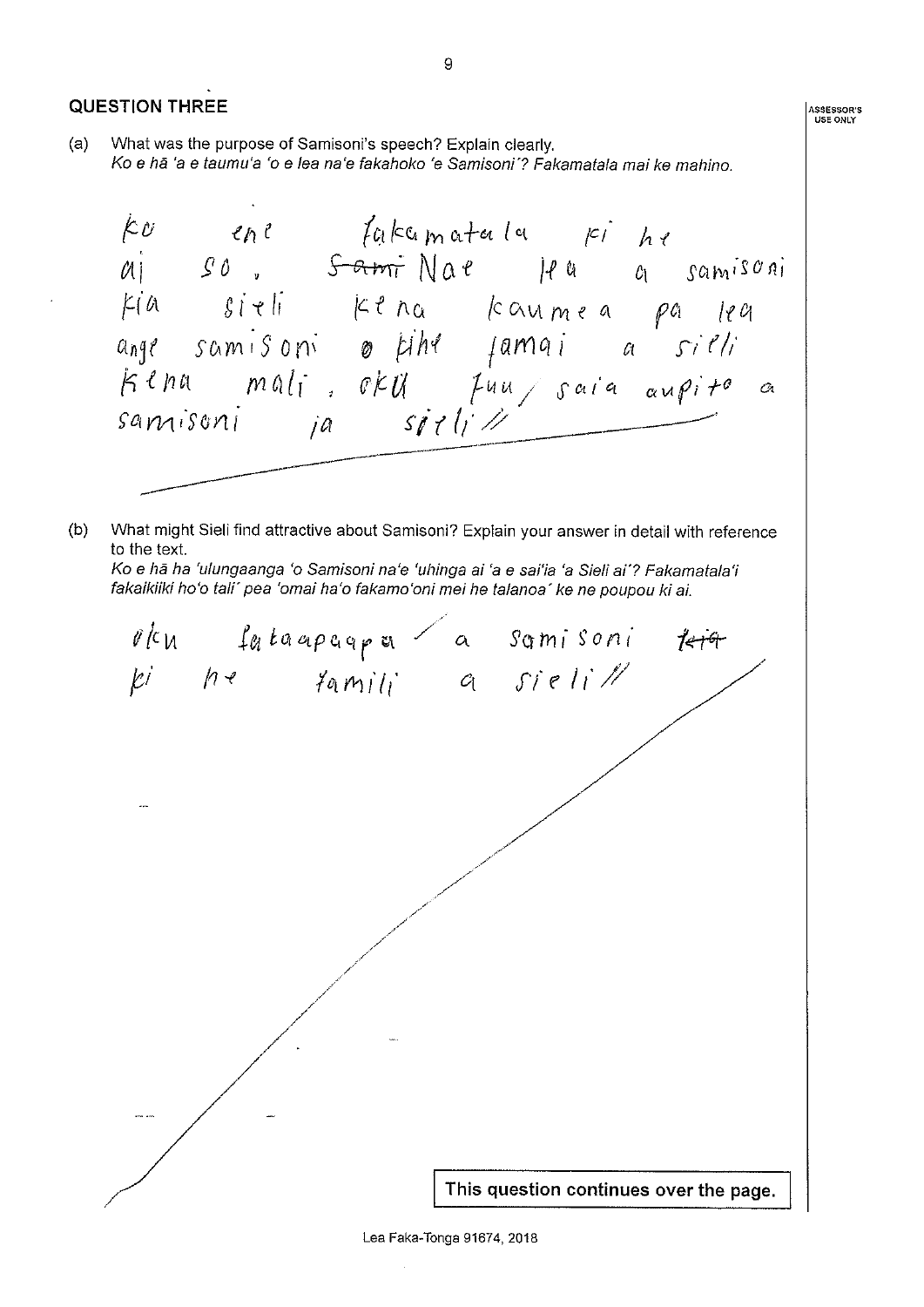## QUESTION THREE

(a) What was the purpose of Samisoni's speech? Explain clearly.
*Ko e hā 'a e taumu'a 'o e lea na'e fakahoko 'e Samisoni'? Fakamatala mai ke mahino.*

Ko ene fakamatala ki he ai so, ~~Sami~~ Nae lea a samisoni kia sieli ke na kaumea pa lea ange samisoni o kihe famai a sieli kena mali, oku fuu saia aupito a samisoni ia sieli //

(b) What might Sieli find attractive about Samisoni? Explain your answer in detail with reference to the text.
*Ko e hā ha 'ulungaanga 'o Samisoni na'e 'uhinga ai 'a e sai'ia 'a Sieli ai'? Fakamatala'i fakaikiiki ho'o tali' pea 'omai ha'o fakamo'oni mei he talanoa' ke ne poupou ki ai.*

oku fakaapaapa a samisoni ~~kia~~ ki he famili a sieli //

This question continues over the page.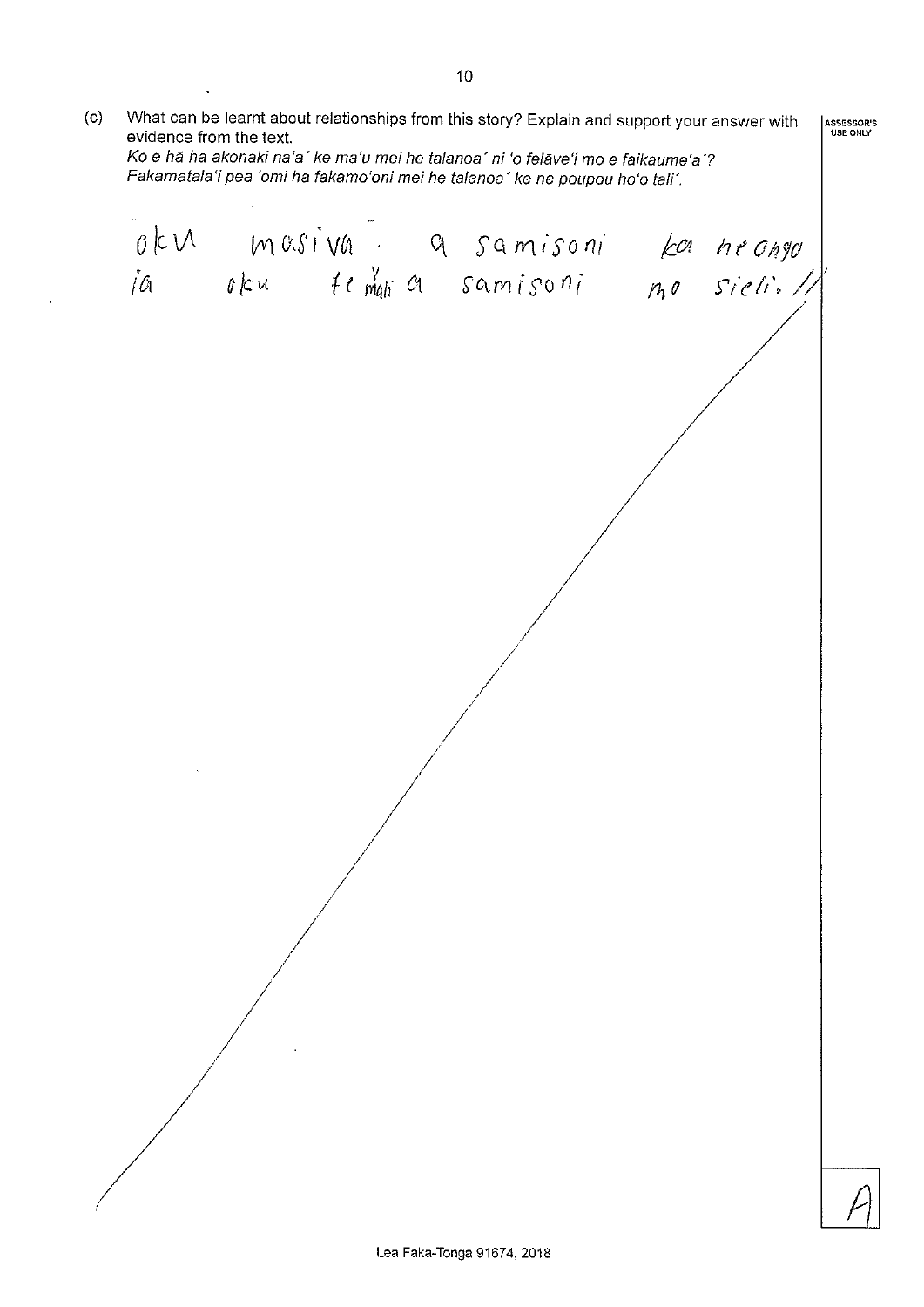(c) What can be learnt about relationships from this story? Explain and support your answer with evidence from the text.
*Ko e hā ha akonaki na'a´ ke ma'u mei he talanoa´ ni 'o felāve'i mo e faikaume'a'?*
*Fakamatala'i pea 'omi ha fakamo'oni mei he talanoa´ ke ne poupou ho'o tali´.*

oku masiva a samisoni ka neongo ia oku femali a samisoni mo sieli.

ASSESSOR'S USE ONLY

A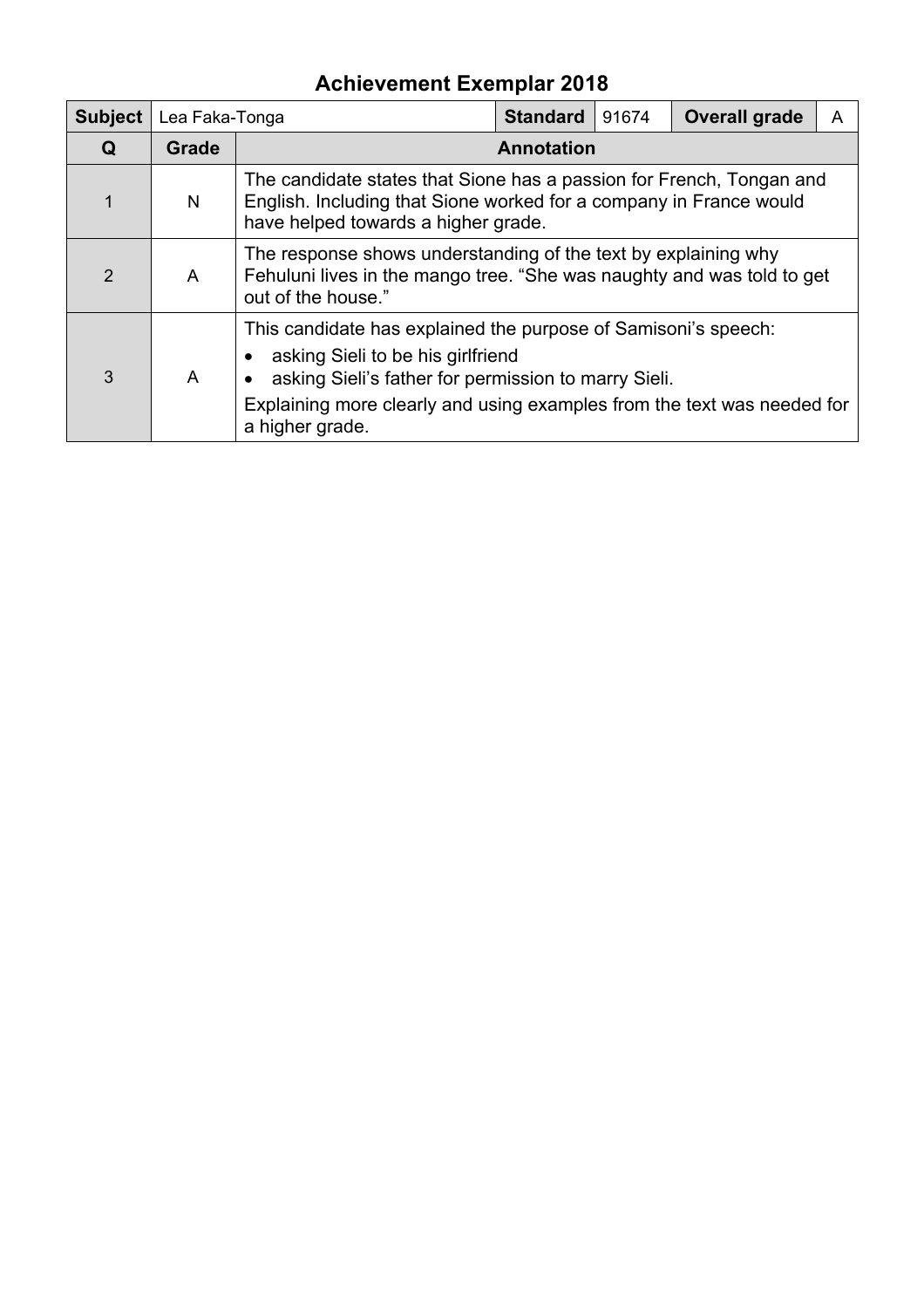# Achievement Exemplar 2018

| Subject | Lea Faka-Tonga | Standard | 91674 | Overall grade | A |
|---|---|---|---|---|---|
| **Q** | **Grade** | **Annotation** | | | |
| 1 | N | The candidate states that Sione has a passion for French, Tongan and English. Including that Sione worked for a company in France would have helped towards a higher grade. | | | |
| 2 | A | The response shows understanding of the text by explaining why Fehuluni lives in the mango tree. “She was naughty and was told to get out of the house.” | | | |
| 3 | A | This candidate has explained the purpose of Samisoni’s speech: <br>• asking Sieli to be his girlfriend <br>• asking Sieli’s father for permission to marry Sieli. <br>Explaining more clearly and using examples from the text was needed for a higher grade. | | | |